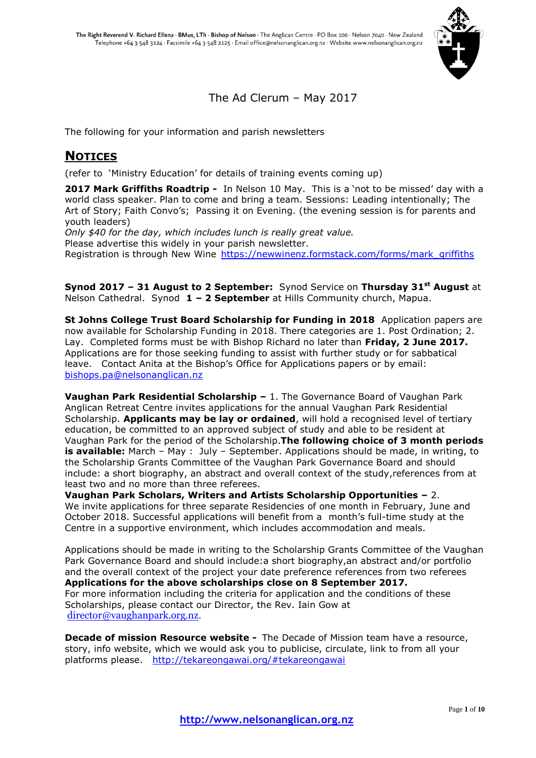The Right Reverend V. Richard Ellena · BMus, LTh · Bishop of Nelson · The Anglican Centre · PO Box 100 · Nelson 7040 · New Zealand
Telephone +64 3 548 3124 · Facsimile +64 3 548 2125 · Email office@nelsonanglican.org.nz · Website www.nelsonanglican.org.nz

# The Ad Clerum – May 2017

The following for your information and parish newsletters

## NOTICES

(refer to 'Ministry Education' for details of training events coming up)

**2017 Mark Griffiths Roadtrip -** In Nelson 10 May. This is a 'not to be missed' day with a world class speaker. Plan to come and bring a team. Sessions: Leading intentionally; The Art of Story; Faith Convo's; Passing it on Evening. (the evening session is for parents and youth leaders)
*Only $40 for the day, which includes lunch is really great value.*
Please advertise this widely in your parish newsletter.
Registration is through New Wine https://newwinenz.formstack.com/forms/mark_griffiths

**Synod 2017 – 31 August to 2 September:** Synod Service on **Thursday 31st August** at Nelson Cathedral. Synod **1 – 2 September** at Hills Community church, Mapua.

**St Johns College Trust Board Scholarship for Funding in 2018** Application papers are now available for Scholarship Funding in 2018. There categories are 1. Post Ordination; 2. Lay. Completed forms must be with Bishop Richard no later than **Friday, 2 June 2017.** Applications are for those seeking funding to assist with further study or for sabbatical leave. Contact Anita at the Bishop's Office for Applications papers or by email: bishops.pa@nelsonanglican.nz

**Vaughan Park Residential Scholarship –** 1. The Governance Board of Vaughan Park Anglican Retreat Centre invites applications for the annual Vaughan Park Residential Scholarship. **Applicants may be lay or ordained**, will hold a recognised level of tertiary education, be committed to an approved subject of study and able to be resident at Vaughan Park for the period of the Scholarship.**The following choice of 3 month periods is available:** March – May : July – September. Applications should be made, in writing, to the Scholarship Grants Committee of the Vaughan Park Governance Board and should include: a short biography, an abstract and overall context of the study,references from at least two and no more than three referees.
**Vaughan Park Scholars, Writers and Artists Scholarship Opportunities –** 2. We invite applications for three separate Residencies of one month in February, June and October 2018. Successful applications will benefit from a month's full-time study at the Centre in a supportive environment, which includes accommodation and meals.

Applications should be made in writing to the Scholarship Grants Committee of the Vaughan Park Governance Board and should include:a short biography,an abstract and/or portfolio and the overall context of the project your date preference references from two referees
**Applications for the above scholarships close on 8 September 2017.**
For more information including the criteria for application and the conditions of these Scholarships, please contact our Director, the Rev. Iain Gow at director@vaughanpark.org.nz.

**Decade of mission Resource website -** The Decade of Mission team have a resource, story, info website, which we would ask you to publicise, circulate, link to from all your platforms please. http://tekareongawai.org/#tekareongawai

http://www.nelsonanglican.org.nz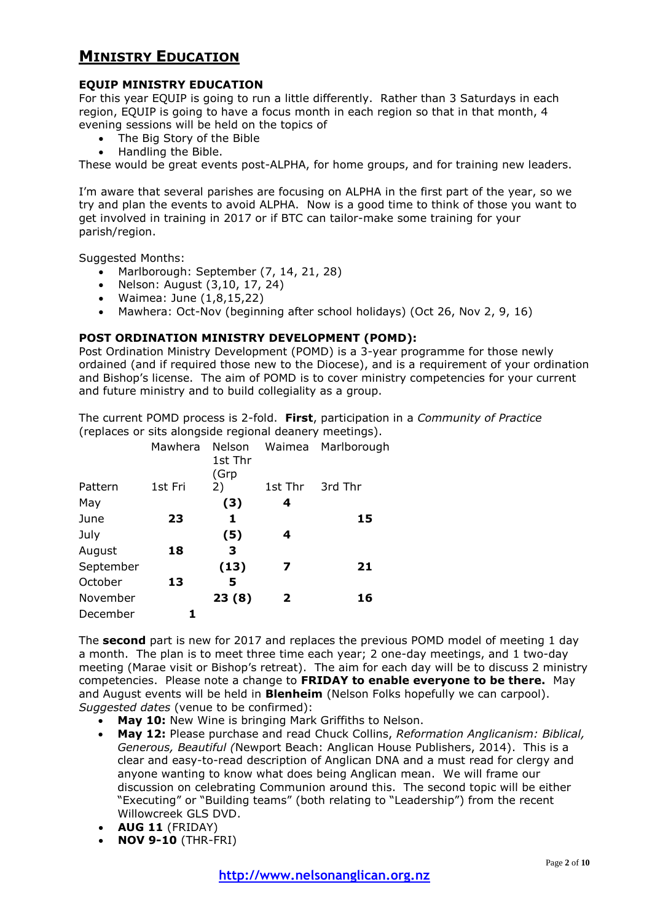# MINISTRY EDUCATION

### EQUIP MINISTRY EDUCATION

For this year EQUIP is going to run a little differently. Rather than 3 Saturdays in each region, EQUIP is going to have a focus month in each region so that in that month, 4 evening sessions will be held on the topics of

- The Big Story of the Bible
- Handling the Bible.

These would be great events post-ALPHA, for home groups, and for training new leaders.

I'm aware that several parishes are focusing on ALPHA in the first part of the year, so we try and plan the events to avoid ALPHA. Now is a good time to think of those you want to get involved in training in 2017 or if BTC can tailor-make some training for your parish/region.

Suggested Months:

- Marlborough: September (7, 14, 21, 28)
- Nelson: August (3,10, 17, 24)
- Waimea: June (1,8,15,22)
- Mawhera: Oct-Nov (beginning after school holidays) (Oct 26, Nov 2, 9, 16)

### POST ORDINATION MINISTRY DEVELOPMENT (POMD):

Post Ordination Ministry Development (POMD) is a 3-year programme for those newly ordained (and if required those new to the Diocese), and is a requirement of your ordination and Bishop's license. The aim of POMD is to cover ministry competencies for your current and future ministry and to build collegiality as a group.

The current POMD process is 2-fold. **First**, participation in a *Community of Practice* (replaces or sits alongside regional deanery meetings).

| | Mawhera | Nelson 1st Thr (Grp 2) | Waimea | Marlborough |
|---|---|---|---|---|
| Pattern | 1st Fri | | 1st Thr | 3rd Thr |
| May | | **(3)** | **4** | |
| June | **23** | **1** | | **15** |
| July | | **(5)** | **4** | |
| August | **18** | **3** | | |
| September | | **(13)** | **7** | **21** |
| October | **13** | **5** | | |
| November | | **23 (8)** | **2** | **16** |
| December | **1** | | | |

The **second** part is new for 2017 and replaces the previous POMD model of meeting 1 day a month. The plan is to meet three time each year; 2 one-day meetings, and 1 two-day meeting (Marae visit or Bishop's retreat). The aim for each day will be to discuss 2 ministry competencies. Please note a change to **FRIDAY to enable everyone to be there.** May and August events will be held in **Blenheim** (Nelson Folks hopefully we can carpool). *Suggested dates* (venue to be confirmed):

- **May 10:** New Wine is bringing Mark Griffiths to Nelson.
- **May 12:** Please purchase and read Chuck Collins, *Reformation Anglicanism: Biblical, Generous, Beautiful (*Newport Beach: Anglican House Publishers, 2014). This is a clear and easy-to-read description of Anglican DNA and a must read for clergy and anyone wanting to know what does being Anglican mean. We will frame our discussion on celebrating Communion around this. The second topic will be either "Executing" or "Building teams" (both relating to "Leadership") from the recent Willowcreek GLS DVD.
- **AUG 11** (FRIDAY)
- **NOV 9-10** (THR-FRI)

**http://www.nelsonanglican.org.nz**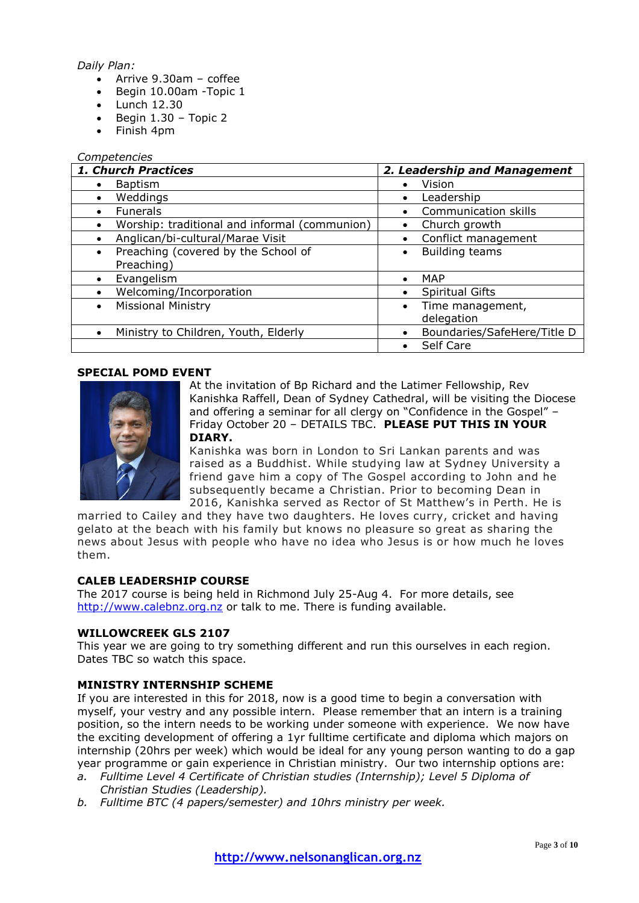*Daily Plan:*

- Arrive 9.30am – coffee
- Begin 10.00am -Topic 1
- Lunch 12.30
- Begin 1.30 – Topic 2
- Finish 4pm

*Competencies*

| ***1. Church Practices*** | ***2. Leadership and Management*** |
|---|---|
| • Baptism | • Vision |
| • Weddings | • Leadership |
| • Funerals | • Communication skills |
| • Worship: traditional and informal (communion) | • Church growth |
| • Anglican/bi-cultural/Marae Visit | • Conflict management |
| • Preaching (covered by the School of Preaching) | • Building teams |
| • Evangelism | • MAP |
| • Welcoming/Incorporation | • Spiritual Gifts |
| • Missional Ministry | • Time management, delegation |
| • Ministry to Children, Youth, Elderly | • Boundaries/SafeHere/Title D |
| | • Self Care |

**SPECIAL POMD EVENT**

At the invitation of Bp Richard and the Latimer Fellowship, Rev Kanishka Raffell, Dean of Sydney Cathedral, will be visiting the Diocese and offering a seminar for all clergy on "Confidence in the Gospel" – Friday October 20 – DETAILS TBC. **PLEASE PUT THIS IN YOUR DIARY.**

Kanishka was born in London to Sri Lankan parents and was raised as a Buddhist. While studying law at Sydney University a friend gave him a copy of The Gospel according to John and he subsequently became a Christian. Prior to becoming Dean in 2016, Kanishka served as Rector of St Matthew's in Perth. He is married to Cailey and they have two daughters. He loves curry, cricket and having gelato at the beach with his family but knows no pleasure so great as sharing the news about Jesus with people who have no idea who Jesus is or how much he loves them.

**CALEB LEADERSHIP COURSE**

The 2017 course is being held in Richmond July 25-Aug 4. For more details, see http://www.calebnz.org.nz or talk to me. There is funding available.

**WILLOWCREEK GLS 2107**

This year we are going to try something different and run this ourselves in each region. Dates TBC so watch this space.

**MINISTRY INTERNSHIP SCHEME**

If you are interested in this for 2018, now is a good time to begin a conversation with myself, your vestry and any possible intern. Please remember that an intern is a training position, so the intern needs to be working under someone with experience. We now have the exciting development of offering a 1yr fulltime certificate and diploma which majors on internship (20hrs per week) which would be ideal for any young person wanting to do a gap year programme or gain experience in Christian ministry. Our two internship options are:

a. *Fulltime Level 4 Certificate of Christian studies (Internship); Level 5 Diploma of Christian Studies (Leadership).*
b. *Fulltime BTC (4 papers/semester) and 10hrs ministry per week.*

http://www.nelsonanglican.org.nz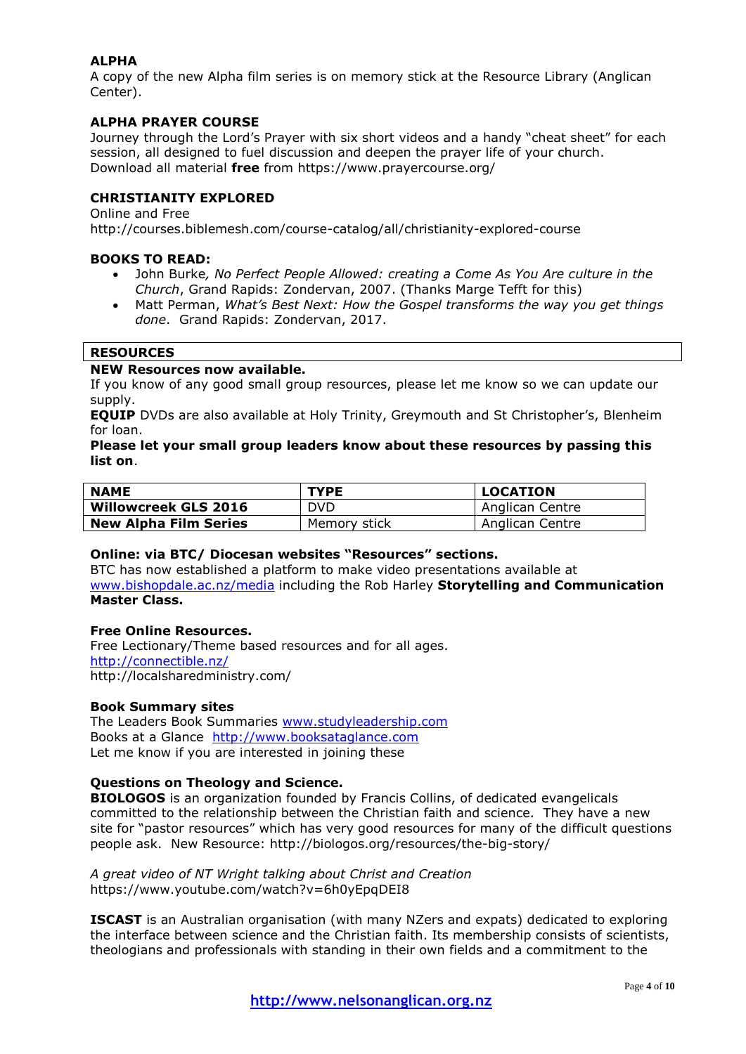**ALPHA**
A copy of the new Alpha film series is on memory stick at the Resource Library (Anglican Center).

**ALPHA PRAYER COURSE**
Journey through the Lord's Prayer with six short videos and a handy "cheat sheet" for each session, all designed to fuel discussion and deepen the prayer life of your church.
Download all material **free** from https://www.prayercourse.org/

**CHRISTIANITY EXPLORED**
Online and Free
http://courses.biblemesh.com/course-catalog/all/christianity-explored-course

**BOOKS TO READ:**

- John Burke*, No Perfect People Allowed: creating a Come As You Are culture in the Church*, Grand Rapids: Zondervan, 2007. (Thanks Marge Tefft for this)
- Matt Perman, *What's Best Next: How the Gospel transforms the way you get things done*. Grand Rapids: Zondervan, 2017.

## RESOURCES

**NEW Resources now available.**
If you know of any good small group resources, please let me know so we can update our supply.
**EQUIP** DVDs are also available at Holy Trinity, Greymouth and St Christopher's, Blenheim for loan.
**Please let your small group leaders know about these resources by passing this list on**.

| NAME | TYPE | LOCATION |
|---|---|---|
| **Willowcreek GLS 2016** | DVD | Anglican Centre |
| **New Alpha Film Series** | Memory stick | Anglican Centre |

**Online: via BTC/ Diocesan websites "Resources" sections.**
BTC has now established a platform to make video presentations available at www.bishopdale.ac.nz/media including the Rob Harley **Storytelling and Communication Master Class.**

**Free Online Resources.**
Free Lectionary/Theme based resources and for all ages.
http://connectible.nz/
http://localsharedministry.com/

**Book Summary sites**
The Leaders Book Summaries www.studyleadership.com
Books at a Glance http://www.booksataglance.com
Let me know if you are interested in joining these

**Questions on Theology and Science.**
**BIOLOGOS** is an organization founded by Francis Collins, of dedicated evangelicals committed to the relationship between the Christian faith and science. They have a new site for "pastor resources" which has very good resources for many of the difficult questions people ask. New Resource: http://biologos.org/resources/the-big-story/

*A great video of NT Wright talking about Christ and Creation*
https://www.youtube.com/watch?v=6h0yEpqDEI8

**ISCAST** is an Australian organisation (with many NZers and expats) dedicated to exploring the interface between science and the Christian faith. Its membership consists of scientists, theologians and professionals with standing in their own fields and a commitment to the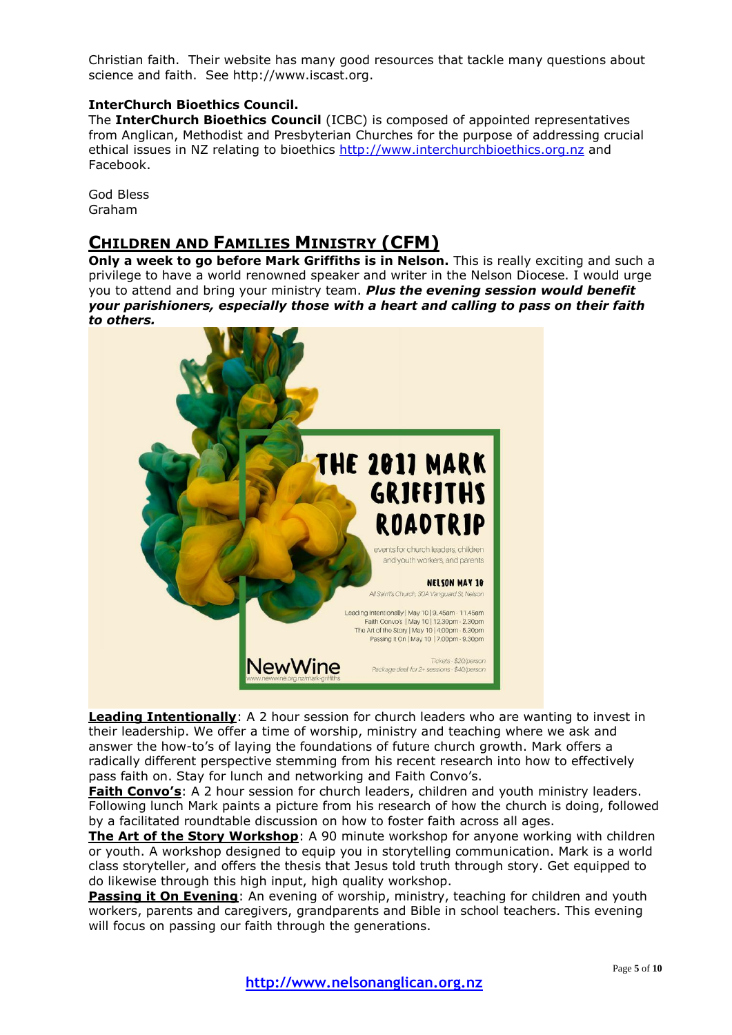Christian faith. Their website has many good resources that tackle many questions about science and faith. See http://www.iscast.org.

**InterChurch Bioethics Council.**

The **InterChurch Bioethics Council** (ICBC) is composed of appointed representatives from Anglican, Methodist and Presbyterian Churches for the purpose of addressing crucial ethical issues in NZ relating to bioethics http://www.interchurchbioethics.org.nz and Facebook.

God Bless
Graham

## CHILDREN AND FAMILIES MINISTRY (CFM)

**Only a week to go before Mark Griffiths is in Nelson.** This is really exciting and such a privilege to have a world renowned speaker and writer in the Nelson Diocese. I would urge you to attend and bring your ministry team. ***Plus the evening session would benefit your parishioners, especially those with a heart and calling to pass on their faith to others.***

THE 2017 MARK GRIFFITHS ROADTRIP

events for church leaders, children and youth workers, and parents

NELSON MAY 10

All Saint's Church, 30A Vanguard St, Nelson

Leading Intentionally | May 10 | 9.45am - 11.45am
Faith Convo's | May 10 | 12.30pm - 2.30pm
The Art of the Story | May 10 | 4.00pm - 5.30pm
Passing It On | May 10 | 7.00pm - 9.30pm

NewWine
www.newwine.org.nz/mark-griffiths

Tickets - $20/person
Package deal for 2+ sessions - $40/person

**Leading Intentionally**: A 2 hour session for church leaders who are wanting to invest in their leadership. We offer a time of worship, ministry and teaching where we ask and answer the how-to's of laying the foundations of future church growth. Mark offers a radically different perspective stemming from his recent research into how to effectively pass faith on. Stay for lunch and networking and Faith Convo's.

**Faith Convo's**: A 2 hour session for church leaders, children and youth ministry leaders. Following lunch Mark paints a picture from his research of how the church is doing, followed by a facilitated roundtable discussion on how to foster faith across all ages.

**The Art of the Story Workshop**: A 90 minute workshop for anyone working with children or youth. A workshop designed to equip you in storytelling communication. Mark is a world class storyteller, and offers the thesis that Jesus told truth through story. Get equipped to do likewise through this high input, high quality workshop.

**Passing it On Evening**: An evening of worship, ministry, teaching for children and youth workers, parents and caregivers, grandparents and Bible in school teachers. This evening will focus on passing our faith through the generations.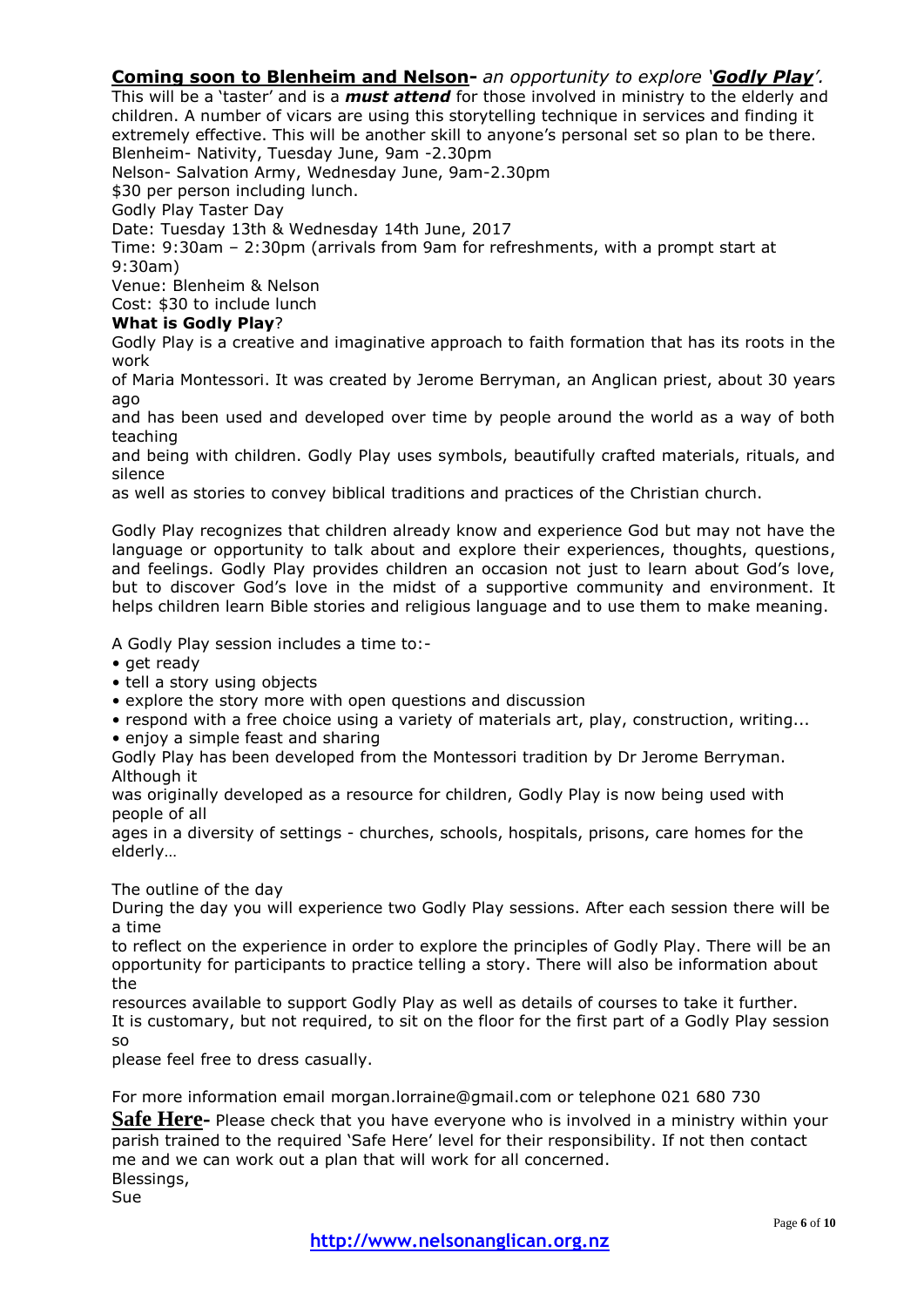**Coming soon to Blenheim and Nelson-** *an opportunity to explore '**Godly Play**'.*

This will be a 'taster' and is a ***must attend*** for those involved in ministry to the elderly and children. A number of vicars are using this storytelling technique in services and finding it extremely effective. This will be another skill to anyone's personal set so plan to be there.

Blenheim- Nativity, Tuesday June, 9am -2.30pm

Nelson- Salvation Army, Wednesday June, 9am-2.30pm

$30 per person including lunch.

Godly Play Taster Day

Date: Tuesday 13th & Wednesday 14th June, 2017

Time: 9:30am – 2:30pm (arrivals from 9am for refreshments, with a prompt start at 9:30am)

Venue: Blenheim & Nelson

Cost: $30 to include lunch

**What is Godly Play**?

Godly Play is a creative and imaginative approach to faith formation that has its roots in the work of Maria Montessori. It was created by Jerome Berryman, an Anglican priest, about 30 years ago and has been used and developed over time by people around the world as a way of both teaching and being with children. Godly Play uses symbols, beautifully crafted materials, rituals, and silence as well as stories to convey biblical traditions and practices of the Christian church.

Godly Play recognizes that children already know and experience God but may not have the language or opportunity to talk about and explore their experiences, thoughts, questions, and feelings. Godly Play provides children an occasion not just to learn about God's love, but to discover God's love in the midst of a supportive community and environment. It helps children learn Bible stories and religious language and to use them to make meaning.

A Godly Play session includes a time to:-

- get ready
- tell a story using objects
- explore the story more with open questions and discussion
- respond with a free choice using a variety of materials art, play, construction, writing...
- enjoy a simple feast and sharing

Godly Play has been developed from the Montessori tradition by Dr Jerome Berryman. Although it was originally developed as a resource for children, Godly Play is now being used with people of all ages in a diversity of settings - churches, schools, hospitals, prisons, care homes for the elderly…

The outline of the day

During the day you will experience two Godly Play sessions. After each session there will be a time to reflect on the experience in order to explore the principles of Godly Play. There will be an opportunity for participants to practice telling a story. There will also be information about the resources available to support Godly Play as well as details of courses to take it further.

It is customary, but not required, to sit on the floor for the first part of a Godly Play session so please feel free to dress casually.

For more information email morgan.lorraine@gmail.com or telephone 021 680 730

**Safe Here-** Please check that you have everyone who is involved in a ministry within your parish trained to the required 'Safe Here' level for their responsibility. If not then contact me and we can work out a plan that will work for all concerned.

Blessings,

Sue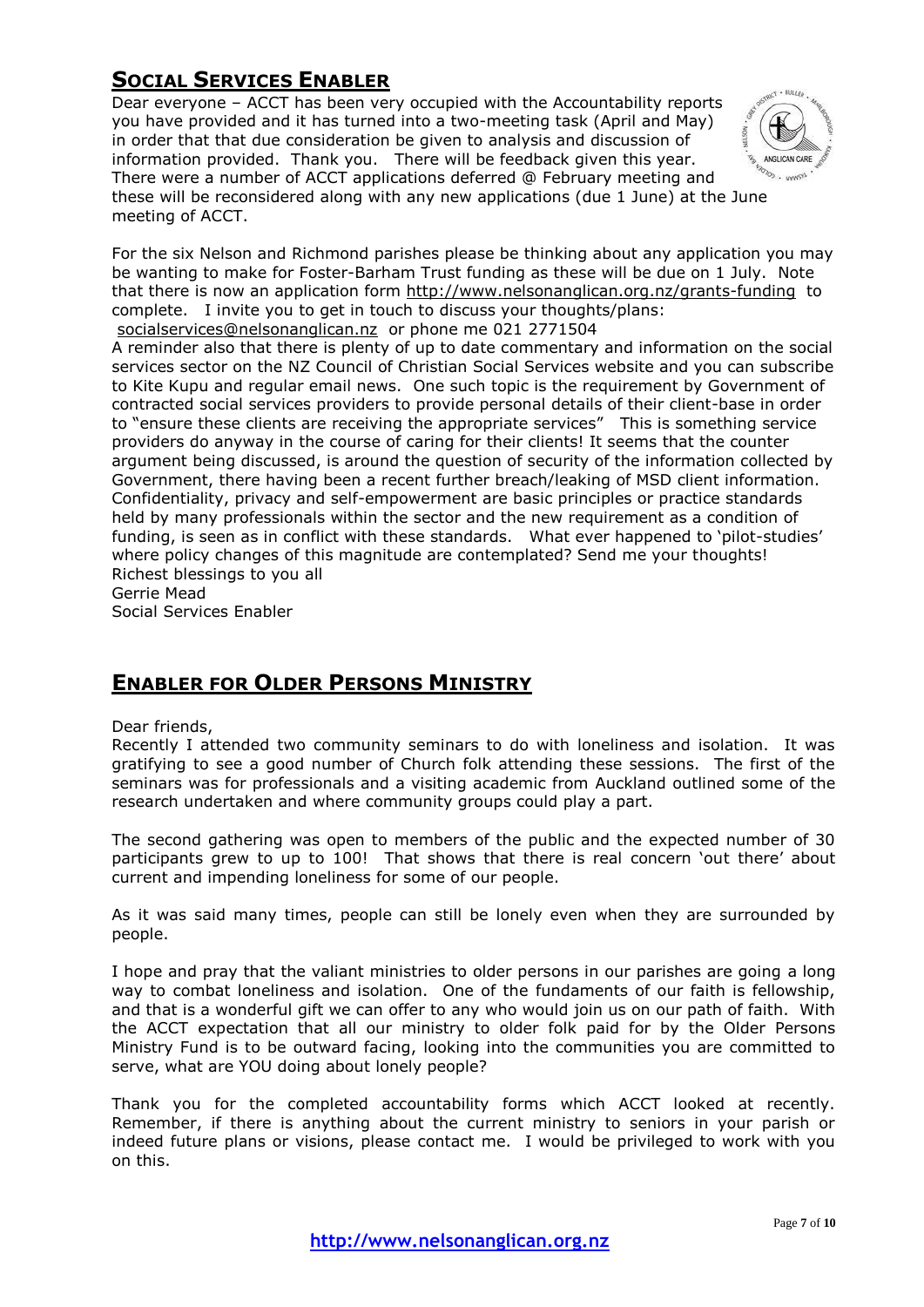## Social Services Enabler

Dear everyone – ACCT has been very occupied with the Accountability reports you have provided and it has turned into a two-meeting task (April and May) in order that that due consideration be given to analysis and discussion of information provided. Thank you. There will be feedback given this year. There were a number of ACCT applications deferred @ February meeting and these will be reconsidered along with any new applications (due 1 June) at the June meeting of ACCT.

For the six Nelson and Richmond parishes please be thinking about any application you may be wanting to make for Foster-Barham Trust funding as these will be due on 1 July. Note that there is now an application form http://www.nelsonanglican.org.nz/grants-funding to complete. I invite you to get in touch to discuss your thoughts/plans: socialservices@nelsonanglican.nz or phone me 021 2771504

A reminder also that there is plenty of up to date commentary and information on the social services sector on the NZ Council of Christian Social Services website and you can subscribe to Kite Kupu and regular email news. One such topic is the requirement by Government of contracted social services providers to provide personal details of their client-base in order to "ensure these clients are receiving the appropriate services" This is something service providers do anyway in the course of caring for their clients! It seems that the counter argument being discussed, is around the question of security of the information collected by Government, there having been a recent further breach/leaking of MSD client information. Confidentiality, privacy and self-empowerment are basic principles or practice standards held by many professionals within the sector and the new requirement as a condition of funding, is seen as in conflict with these standards. What ever happened to 'pilot-studies' where policy changes of this magnitude are contemplated? Send me your thoughts!

Richest blessings to you all

Gerrie Mead

Social Services Enabler

## Enabler for Older Persons Ministry

Dear friends,

Recently I attended two community seminars to do with loneliness and isolation. It was gratifying to see a good number of Church folk attending these sessions. The first of the seminars was for professionals and a visiting academic from Auckland outlined some of the research undertaken and where community groups could play a part.

The second gathering was open to members of the public and the expected number of 30 participants grew to up to 100! That shows that there is real concern 'out there' about current and impending loneliness for some of our people.

As it was said many times, people can still be lonely even when they are surrounded by people.

I hope and pray that the valiant ministries to older persons in our parishes are going a long way to combat loneliness and isolation. One of the fundaments of our faith is fellowship, and that is a wonderful gift we can offer to any who would join us on our path of faith. With the ACCT expectation that all our ministry to older folk paid for by the Older Persons Ministry Fund is to be outward facing, looking into the communities you are committed to serve, what are YOU doing about lonely people?

Thank you for the completed accountability forms which ACCT looked at recently. Remember, if there is anything about the current ministry to seniors in your parish or indeed future plans or visions, please contact me. I would be privileged to work with you on this.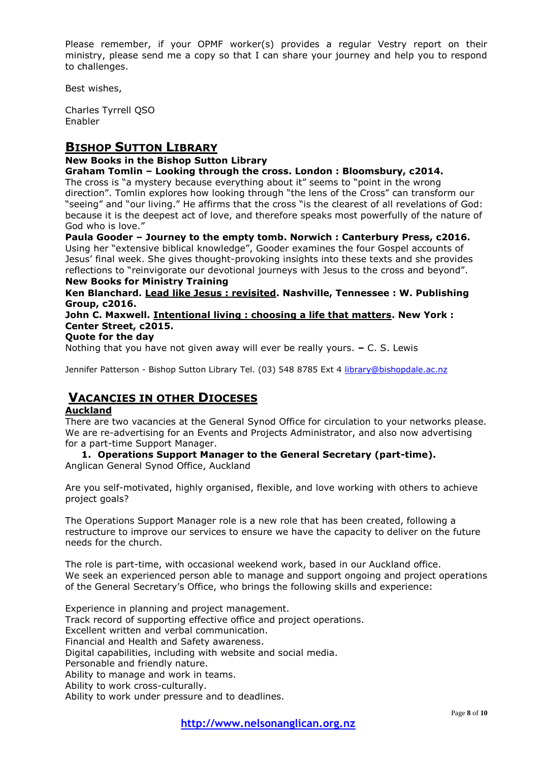Please remember, if your OPMF worker(s) provides a regular Vestry report on their ministry, please send me a copy so that I can share your journey and help you to respond to challenges.

Best wishes,

Charles Tyrrell QSO
Enabler

## BISHOP SUTTON LIBRARY

**New Books in the Bishop Sutton Library**

**Graham Tomlin – Looking through the cross. London : Bloomsbury, c2014.**

The cross is "a mystery because everything about it" seems to "point in the wrong direction". Tomlin explores how looking through "the lens of the Cross" can transform our "seeing" and "our living." He affirms that the cross "is the clearest of all revelations of God: because it is the deepest act of love, and therefore speaks most powerfully of the nature of God who is love."

**Paula Gooder – Journey to the empty tomb. Norwich : Canterbury Press, c2016.**

Using her "extensive biblical knowledge", Gooder examines the four Gospel accounts of Jesus' final week. She gives thought-provoking insights into these texts and she provides reflections to "reinvigorate our devotional journeys with Jesus to the cross and beyond".

**New Books for Ministry Training**

**Ken Blanchard. <u>Lead like Jesus : revisited</u>. Nashville, Tennessee : W. Publishing Group, c2016.**

**John C. Maxwell. <u>Intentional living : choosing a life that matters</u>. New York : Center Street, c2015.**

**Quote for the day**

Nothing that you have not given away will ever be really yours. **–** C. S. Lewis

Jennifer Patterson - Bishop Sutton Library Tel. (03) 548 8785 Ext 4 library@bishopdale.ac.nz

## VACANCIES IN OTHER DIOCESES

### Auckland

There are two vacancies at the General Synod Office for circulation to your networks please. We are re-advertising for an Events and Projects Administrator, and also now advertising for a part-time Support Manager.

1. **Operations Support Manager to the General Secretary (part-time).**

Anglican General Synod Office, Auckland

Are you self-motivated, highly organised, flexible, and love working with others to achieve project goals?

The Operations Support Manager role is a new role that has been created, following a restructure to improve our services to ensure we have the capacity to deliver on the future needs for the church.

The role is part-time, with occasional weekend work, based in our Auckland office.
We seek an experienced person able to manage and support ongoing and project operations of the General Secretary's Office, who brings the following skills and experience:

Experience in planning and project management.
Track record of supporting effective office and project operations.
Excellent written and verbal communication.
Financial and Health and Safety awareness.
Digital capabilities, including with website and social media.
Personable and friendly nature.
Ability to manage and work in teams.
Ability to work cross-culturally.
Ability to work under pressure and to deadlines.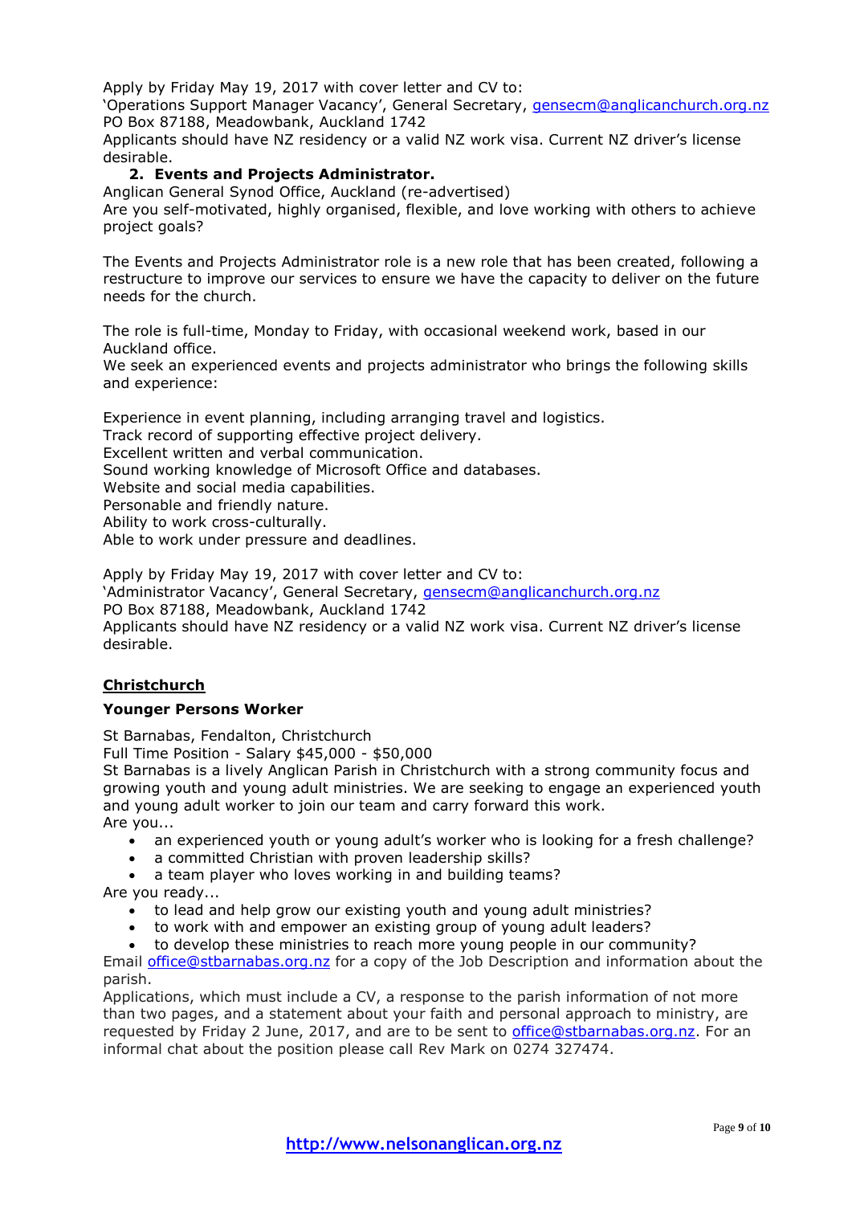Apply by Friday May 19, 2017 with cover letter and CV to:
'Operations Support Manager Vacancy', General Secretary, gensecm@anglicanchurch.org.nz
PO Box 87188, Meadowbank, Auckland 1742
Applicants should have NZ residency or a valid NZ work visa. Current NZ driver's license desirable.

2. **Events and Projects Administrator.**

Anglican General Synod Office, Auckland (re-advertised)
Are you self-motivated, highly organised, flexible, and love working with others to achieve project goals?

The Events and Projects Administrator role is a new role that has been created, following a restructure to improve our services to ensure we have the capacity to deliver on the future needs for the church.

The role is full-time, Monday to Friday, with occasional weekend work, based in our Auckland office.
We seek an experienced events and projects administrator who brings the following skills and experience:

Experience in event planning, including arranging travel and logistics.
Track record of supporting effective project delivery.
Excellent written and verbal communication.
Sound working knowledge of Microsoft Office and databases.
Website and social media capabilities.
Personable and friendly nature.
Ability to work cross-culturally.
Able to work under pressure and deadlines.

Apply by Friday May 19, 2017 with cover letter and CV to:
'Administrator Vacancy', General Secretary, gensecm@anglicanchurch.org.nz
PO Box 87188, Meadowbank, Auckland 1742
Applicants should have NZ residency or a valid NZ work visa. Current NZ driver's license desirable.

## Christchurch

### Younger Persons Worker

St Barnabas, Fendalton, Christchurch
Full Time Position - Salary $45,000 - $50,000
St Barnabas is a lively Anglican Parish in Christchurch with a strong community focus and growing youth and young adult ministries. We are seeking to engage an experienced youth and young adult worker to join our team and carry forward this work.
Are you...

- an experienced youth or young adult's worker who is looking for a fresh challenge?
- a committed Christian with proven leadership skills?
- a team player who loves working in and building teams?

Are you ready...

- to lead and help grow our existing youth and young adult ministries?
- to work with and empower an existing group of young adult leaders?
- to develop these ministries to reach more young people in our community?

Email office@stbarnabas.org.nz for a copy of the Job Description and information about the parish.
Applications, which must include a CV, a response to the parish information of not more than two pages, and a statement about your faith and personal approach to ministry, are requested by Friday 2 June, 2017, and are to be sent to office@stbarnabas.org.nz. For an informal chat about the position please call Rev Mark on 0274 327474.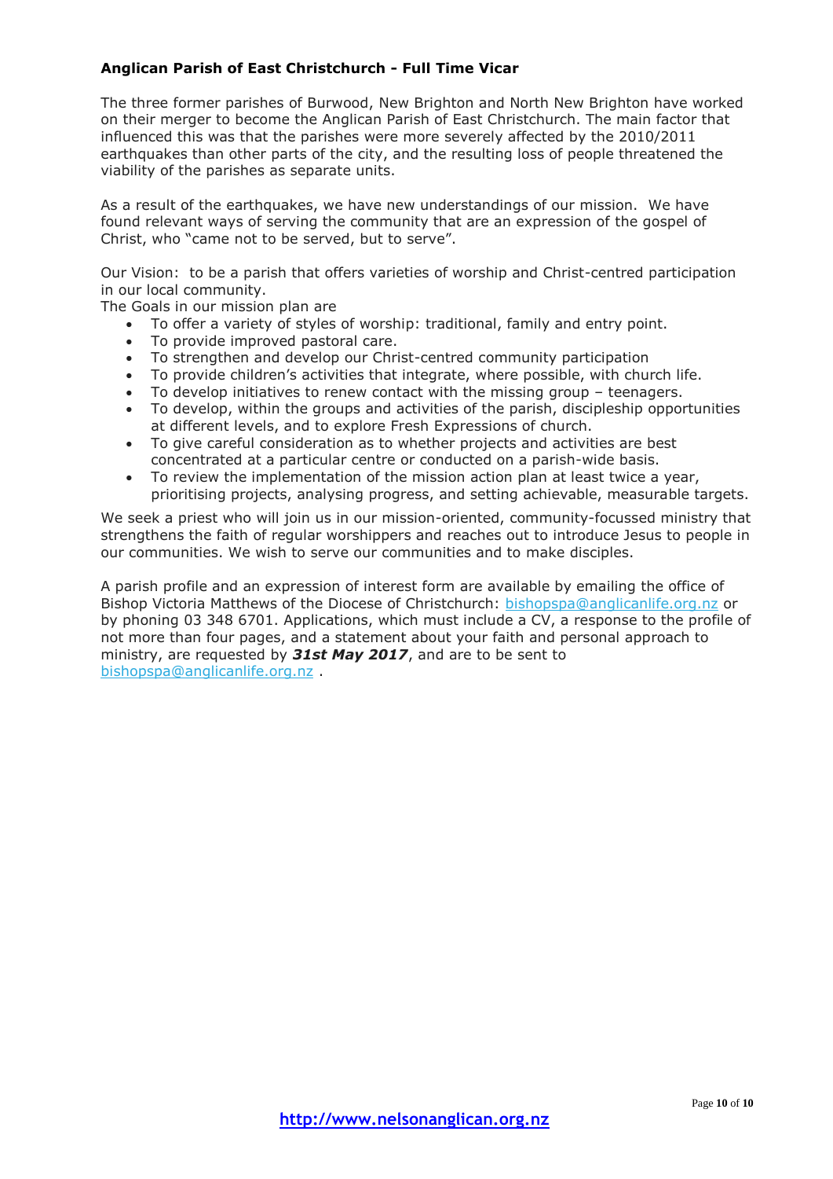**Anglican Parish of East Christchurch - Full Time Vicar**

The three former parishes of Burwood, New Brighton and North New Brighton have worked on their merger to become the Anglican Parish of East Christchurch. The main factor that influenced this was that the parishes were more severely affected by the 2010/2011 earthquakes than other parts of the city, and the resulting loss of people threatened the viability of the parishes as separate units.

As a result of the earthquakes, we have new understandings of our mission. We have found relevant ways of serving the community that are an expression of the gospel of Christ, who "came not to be served, but to serve".

Our Vision: to be a parish that offers varieties of worship and Christ-centred participation in our local community.

The Goals in our mission plan are

- To offer a variety of styles of worship: traditional, family and entry point.
- To provide improved pastoral care.
- To strengthen and develop our Christ-centred community participation
- To provide children's activities that integrate, where possible, with church life.
- To develop initiatives to renew contact with the missing group – teenagers.
- To develop, within the groups and activities of the parish, discipleship opportunities at different levels, and to explore Fresh Expressions of church.
- To give careful consideration as to whether projects and activities are best concentrated at a particular centre or conducted on a parish-wide basis.
- To review the implementation of the mission action plan at least twice a year, prioritising projects, analysing progress, and setting achievable, measurable targets.

We seek a priest who will join us in our mission-oriented, community-focussed ministry that strengthens the faith of regular worshippers and reaches out to introduce Jesus to people in our communities. We wish to serve our communities and to make disciples.

A parish profile and an expression of interest form are available by emailing the office of Bishop Victoria Matthews of the Diocese of Christchurch: bishopspa@anglicanlife.org.nz or by phoning 03 348 6701. Applications, which must include a CV, a response to the profile of not more than four pages, and a statement about your faith and personal approach to ministry, are requested by ***31st May 2017***, and are to be sent to bishopspa@anglicanlife.org.nz .